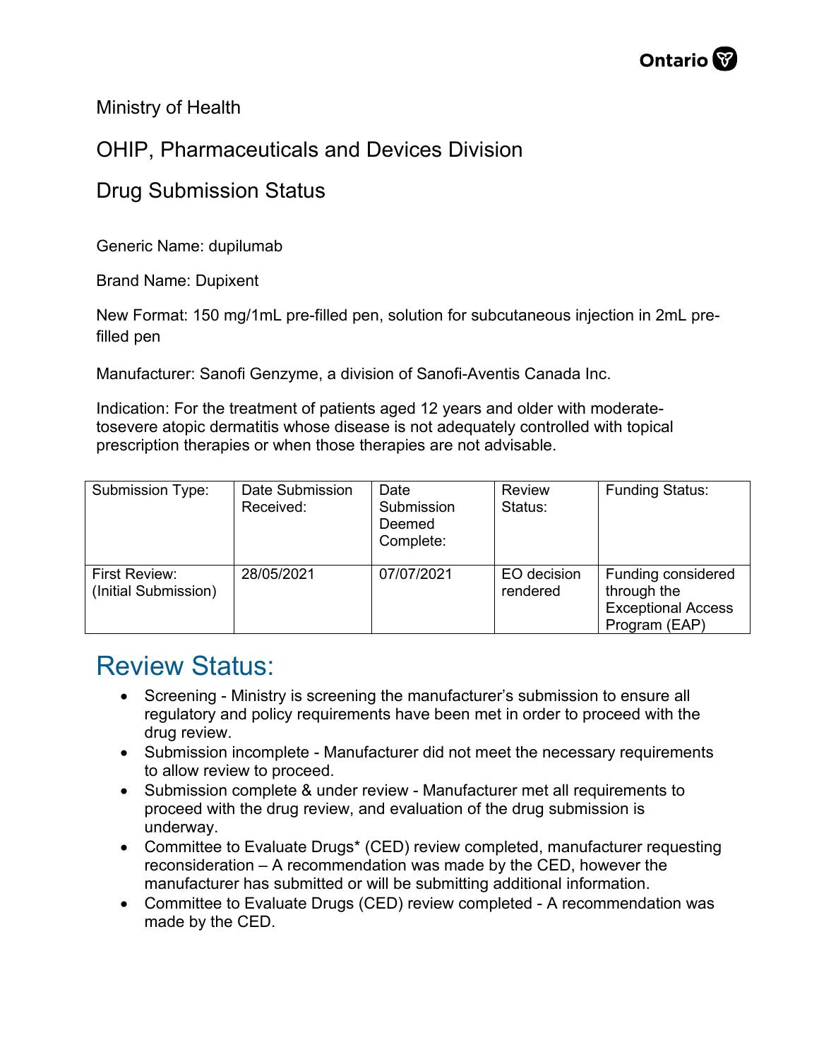Ministry of Health

OHIP, Pharmaceuticals and Devices Division

Drug Submission Status

Generic Name: dupilumab

Brand Name: Dupixent

New Format: 150 mg/1mL pre-filled pen, solution for subcutaneous injection in 2mL pre-filled pen

Manufacturer: Sanofi Genzyme, a division of Sanofi-Aventis Canada Inc.

Indication: For the treatment of patients aged 12 years and older with moderate-tosevere atopic dermatitis whose disease is not adequately controlled with topical prescription therapies or when those therapies are not advisable.

| Submission Type: | Date Submission Received: | Date Submission Deemed Complete: | Review Status: | Funding Status: |
|---|---|---|---|---|
| First Review: (Initial Submission) | 28/05/2021 | 07/07/2021 | EO decision rendered | Funding considered through the Exceptional Access Program (EAP) |

## Review Status:

- Screening - Ministry is screening the manufacturer's submission to ensure all regulatory and policy requirements have been met in order to proceed with the drug review.
- Submission incomplete - Manufacturer did not meet the necessary requirements to allow review to proceed.
- Submission complete & under review - Manufacturer met all requirements to proceed with the drug review, and evaluation of the drug submission is underway.
- Committee to Evaluate Drugs* (CED) review completed, manufacturer requesting reconsideration – A recommendation was made by the CED, however the manufacturer has submitted or will be submitting additional information.
- Committee to Evaluate Drugs (CED) review completed - A recommendation was made by the CED.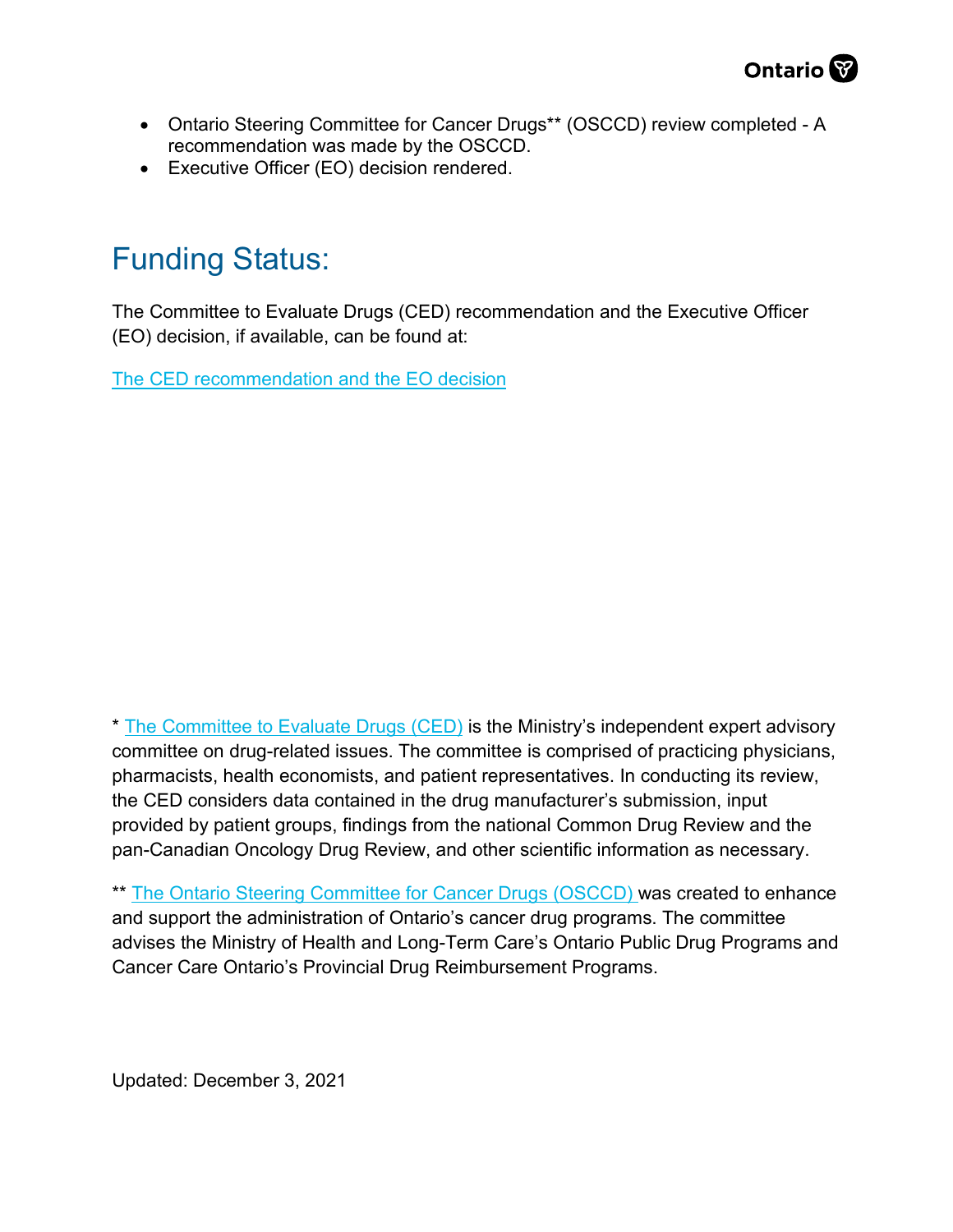- Ontario Steering Committee for Cancer Drugs** (OSCCD) review completed - A recommendation was made by the OSCCD.
- Executive Officer (EO) decision rendered.

## Funding Status:

The Committee to Evaluate Drugs (CED) recommendation and the Executive Officer (EO) decision, if available, can be found at:

The CED recommendation and the EO decision

* The Committee to Evaluate Drugs (CED) is the Ministry's independent expert advisory committee on drug-related issues. The committee is comprised of practicing physicians, pharmacists, health economists, and patient representatives. In conducting its review, the CED considers data contained in the drug manufacturer's submission, input provided by patient groups, findings from the national Common Drug Review and the pan-Canadian Oncology Drug Review, and other scientific information as necessary.

** The Ontario Steering Committee for Cancer Drugs (OSCCD) was created to enhance and support the administration of Ontario's cancer drug programs. The committee advises the Ministry of Health and Long-Term Care's Ontario Public Drug Programs and Cancer Care Ontario's Provincial Drug Reimbursement Programs.

Updated: December 3, 2021